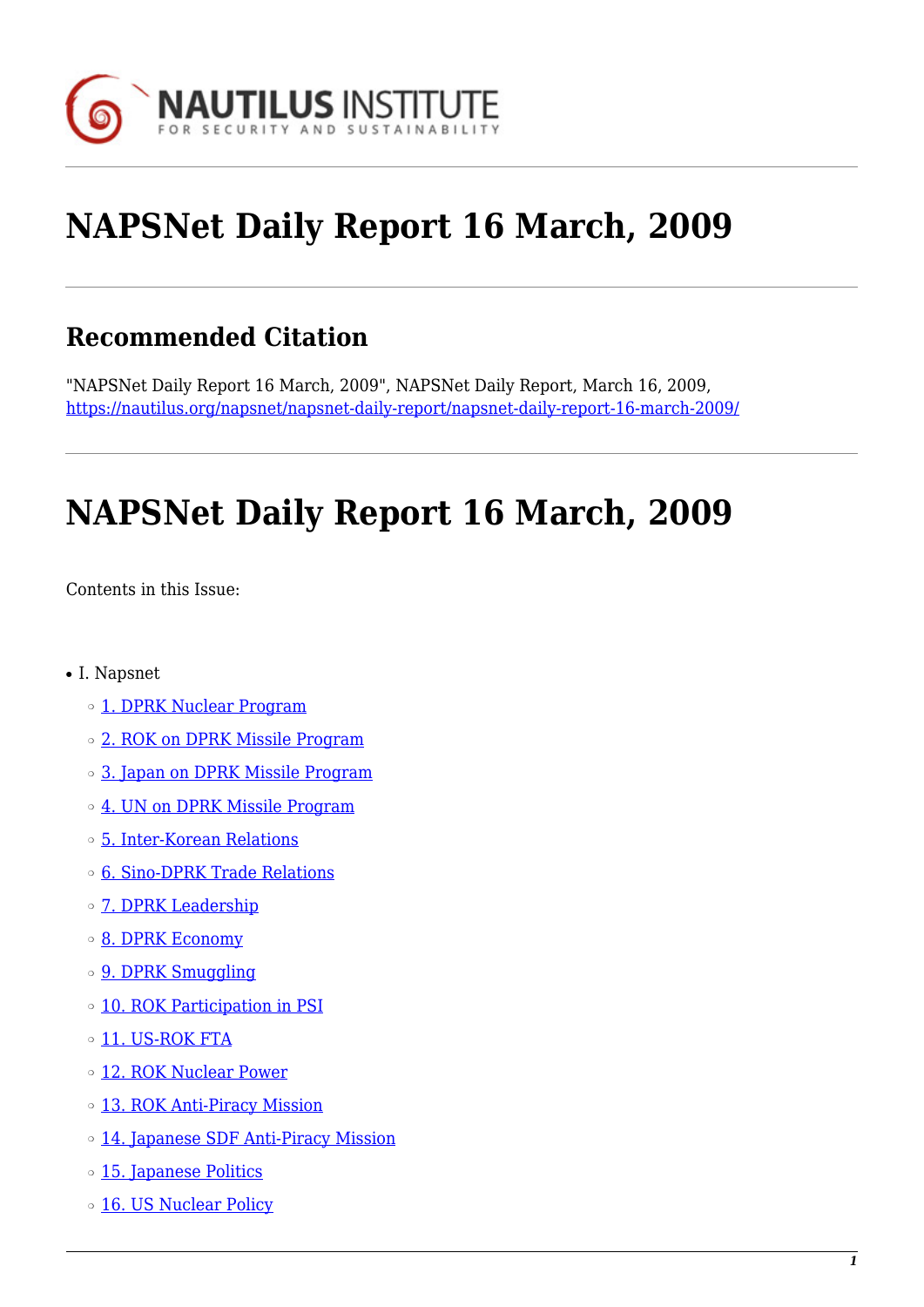# NAPSNet Daily Report 16 March, 2009

## Recommended Citation

"NAPSNet Daily Report 16 March, 2009", NAPSNet Daily Report, March 16, 2009, https://nautilus.org/napsnet/napsnet-daily-report/napsnet-daily-report-16-march-2009/

# NAPSNet Daily Report 16 March, 2009

Contents in this Issue:

- I. Napsnet
  - 1. DPRK Nuclear Program
  - 2. ROK on DPRK Missile Program
  - 3. Japan on DPRK Missile Program
  - 4. UN on DPRK Missile Program
  - 5. Inter-Korean Relations
  - 6. Sino-DPRK Trade Relations
  - 7. DPRK Leadership
  - 8. DPRK Economy
  - 9. DPRK Smuggling
  - 10. ROK Participation in PSI
  - 11. US-ROK FTA
  - 12. ROK Nuclear Power
  - 13. ROK Anti-Piracy Mission
  - 14. Japanese SDF Anti-Piracy Mission
  - 15. Japanese Politics
  - 16. US Nuclear Policy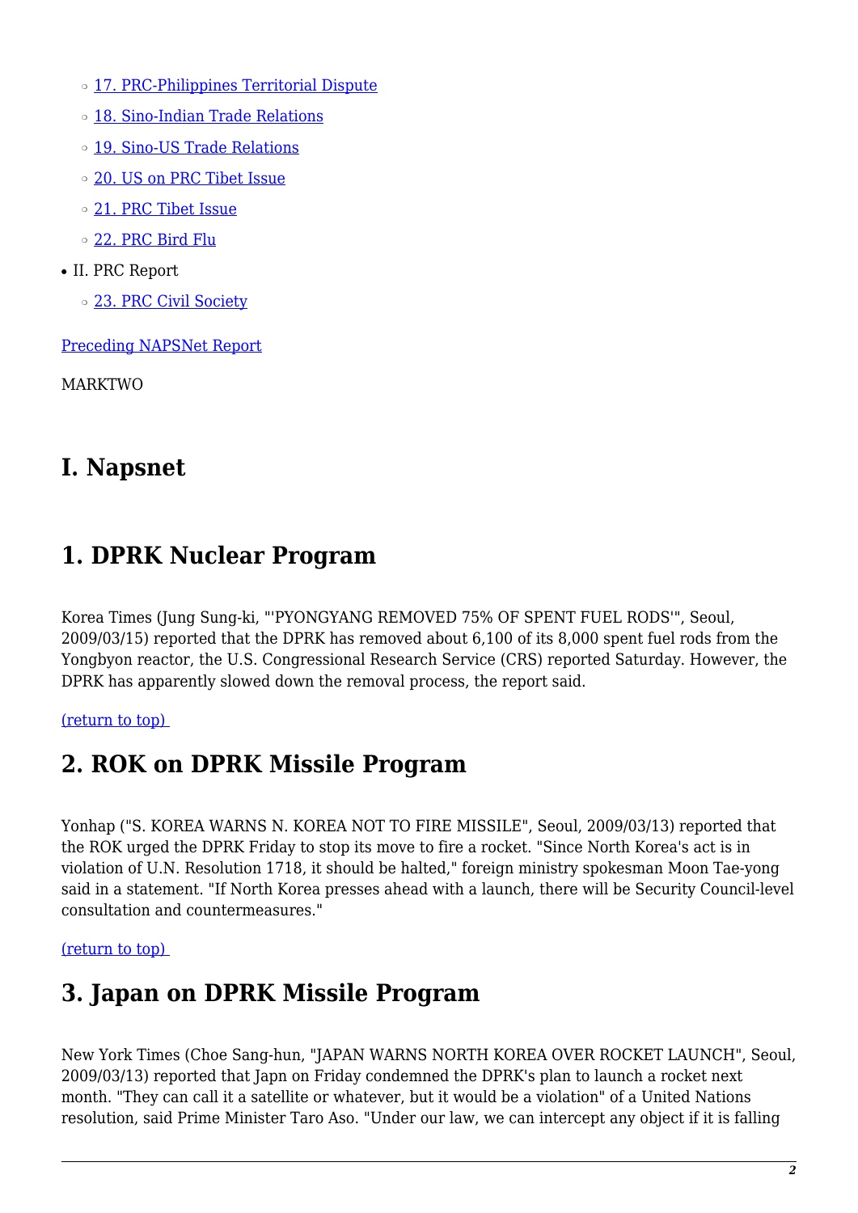- 17. PRC-Philippines Territorial Dispute
  - 18. Sino-Indian Trade Relations
  - 19. Sino-US Trade Relations
  - 20. US on PRC Tibet Issue
  - 21. PRC Tibet Issue
  - 22. PRC Bird Flu
- II. PRC Report
  - 23. PRC Civil Society

Preceding NAPSNet Report

MARKTWO

# I. Napsnet

## 1. DPRK Nuclear Program

Korea Times (Jung Sung-ki, "'PYONGYANG REMOVED 75% OF SPENT FUEL RODS'", Seoul, 2009/03/15) reported that the DPRK has removed about 6,100 of its 8,000 spent fuel rods from the Yongbyon reactor, the U.S. Congressional Research Service (CRS) reported Saturday. However, the DPRK has apparently slowed down the removal process, the report said.

(return to top)

## 2. ROK on DPRK Missile Program

Yonhap ("S. KOREA WARNS N. KOREA NOT TO FIRE MISSILE", Seoul, 2009/03/13) reported that the ROK urged the DPRK Friday to stop its move to fire a rocket. "Since North Korea's act is in violation of U.N. Resolution 1718, it should be halted," foreign ministry spokesman Moon Tae-yong said in a statement. "If North Korea presses ahead with a launch, there will be Security Council-level consultation and countermeasures."

(return to top)

## 3. Japan on DPRK Missile Program

New York Times (Choe Sang-hun, "JAPAN WARNS NORTH KOREA OVER ROCKET LAUNCH", Seoul, 2009/03/13) reported that Japn on Friday condemned the DPRK's plan to launch a rocket next month. "They can call it a satellite or whatever, but it would be a violation" of a United Nations resolution, said Prime Minister Taro Aso. "Under our law, we can intercept any object if it is falling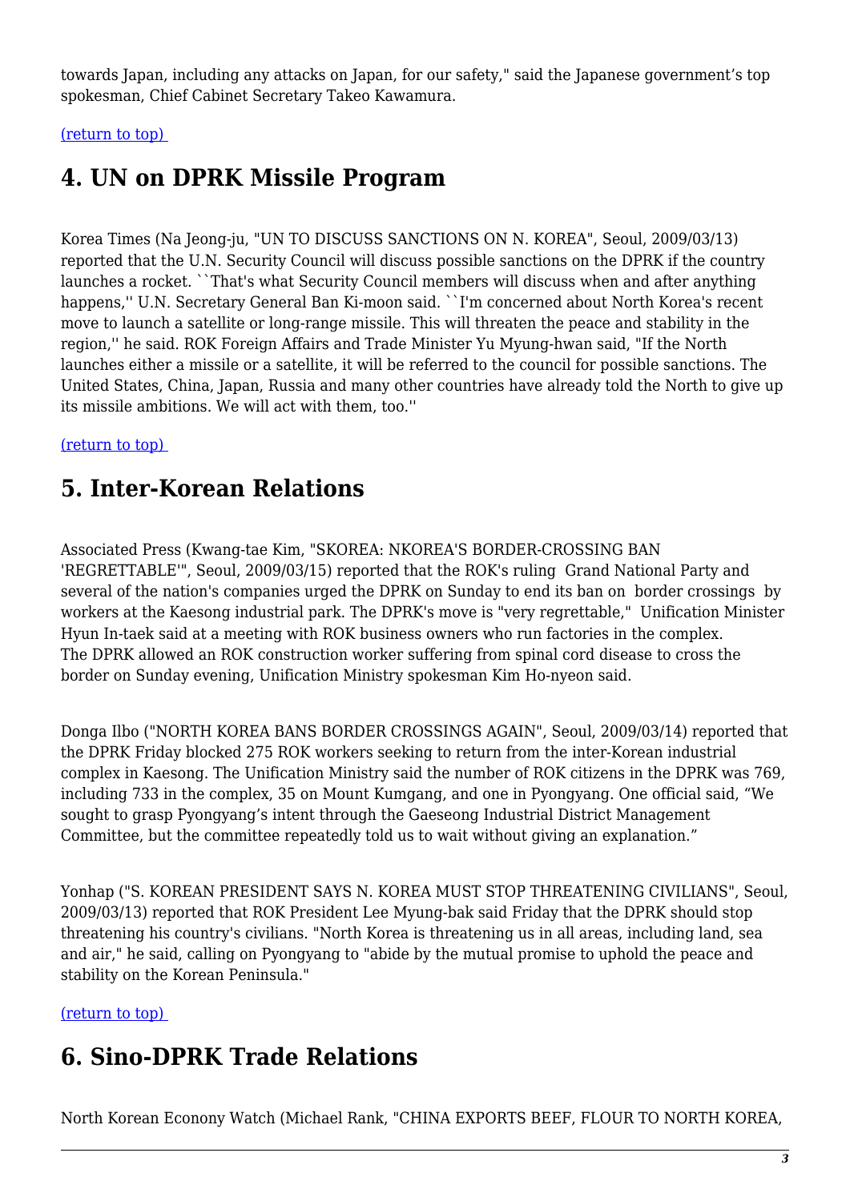towards Japan, including any attacks on Japan, for our safety," said the Japanese government's top spokesman, Chief Cabinet Secretary Takeo Kawamura.

(return to top)

## 4. UN on DPRK Missile Program

Korea Times (Na Jeong-ju, "UN TO DISCUSS SANCTIONS ON N. KOREA", Seoul, 2009/03/13) reported that the U.N. Security Council will discuss possible sanctions on the DPRK if the country launches a rocket. ``That's what Security Council members will discuss when and after anything happens,'' U.N. Secretary General Ban Ki-moon said. ``I'm concerned about North Korea's recent move to launch a satellite or long-range missile. This will threaten the peace and stability in the region,'' he said. ROK Foreign Affairs and Trade Minister Yu Myung-hwan said, "If the North launches either a missile or a satellite, it will be referred to the council for possible sanctions. The United States, China, Japan, Russia and many other countries have already told the North to give up its missile ambitions. We will act with them, too.''

(return to top)

## 5. Inter-Korean Relations

Associated Press (Kwang-tae Kim, "SKOREA: NKOREA'S BORDER-CROSSING BAN 'REGRETTABLE'", Seoul, 2009/03/15) reported that the ROK's ruling Grand National Party and several of the nation's companies urged the DPRK on Sunday to end its ban on border crossings by workers at the Kaesong industrial park. The DPRK's move is "very regrettable," Unification Minister Hyun In-taek said at a meeting with ROK business owners who run factories in the complex. The DPRK allowed an ROK construction worker suffering from spinal cord disease to cross the border on Sunday evening, Unification Ministry spokesman Kim Ho-nyeon said.

Donga Ilbo ("NORTH KOREA BANS BORDER CROSSINGS AGAIN", Seoul, 2009/03/14) reported that the DPRK Friday blocked 275 ROK workers seeking to return from the inter-Korean industrial complex in Kaesong. The Unification Ministry said the number of ROK citizens in the DPRK was 769, including 733 in the complex, 35 on Mount Kumgang, and one in Pyongyang. One official said, "We sought to grasp Pyongyang's intent through the Gaeseong Industrial District Management Committee, but the committee repeatedly told us to wait without giving an explanation."

Yonhap ("S. KOREAN PRESIDENT SAYS N. KOREA MUST STOP THREATENING CIVILIANS", Seoul, 2009/03/13) reported that ROK President Lee Myung-bak said Friday that the DPRK should stop threatening his country's civilians. "North Korea is threatening us in all areas, including land, sea and air," he said, calling on Pyongyang to "abide by the mutual promise to uphold the peace and stability on the Korean Peninsula."

(return to top)

## 6. Sino-DPRK Trade Relations

North Korean Econony Watch (Michael Rank, "CHINA EXPORTS BEEF, FLOUR TO NORTH KOREA,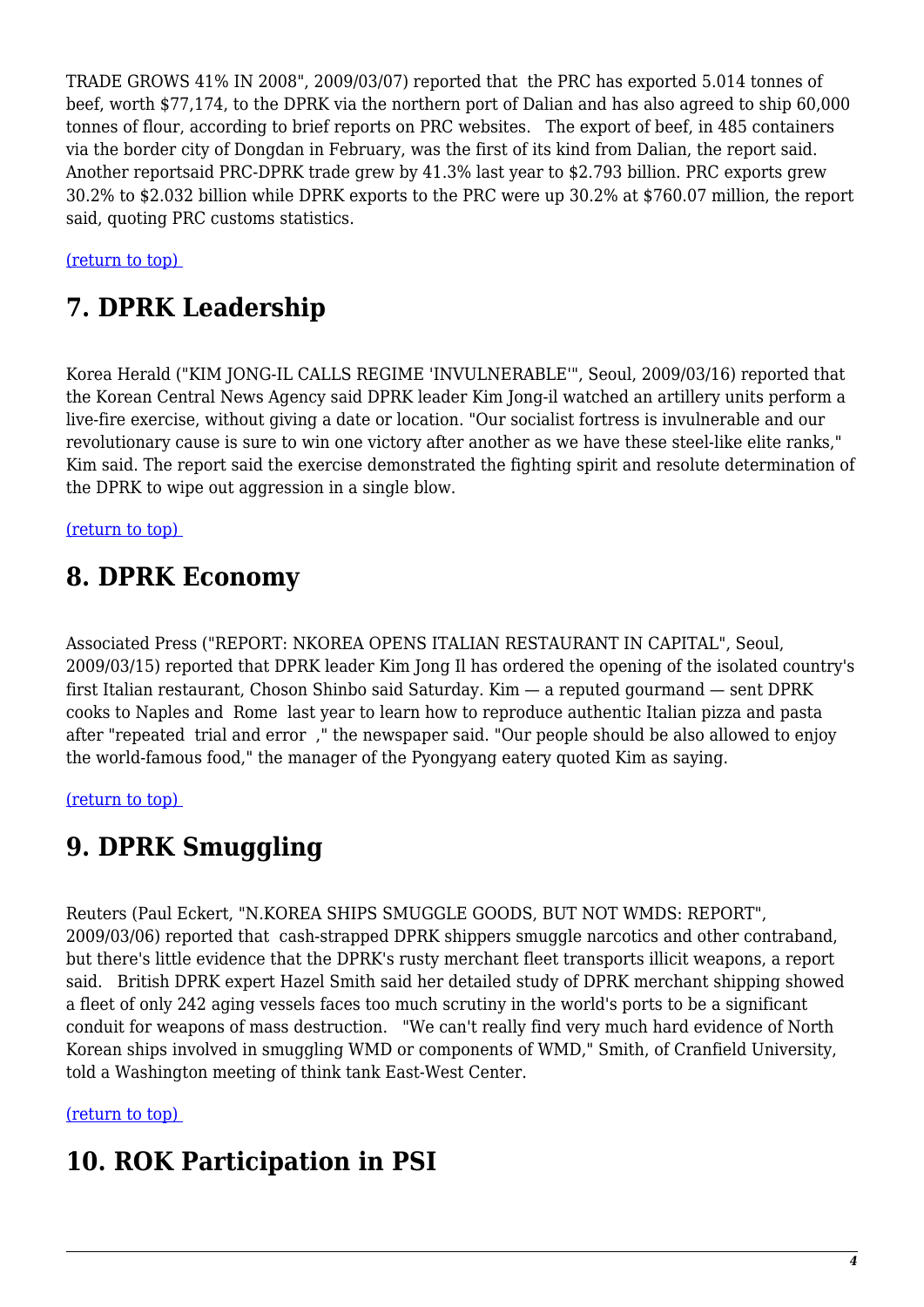TRADE GROWS 41% IN 2008", 2009/03/07) reported that the PRC has exported 5.014 tonnes of beef, worth $77,174, to the DPRK via the northern port of Dalian and has also agreed to ship 60,000 tonnes of flour, according to brief reports on PRC websites. The export of beef, in 485 containers via the border city of Dongdan in February, was the first of its kind from Dalian, the report said. Another reportsaid PRC-DPRK trade grew by 41.3% last year to $2.793 billion. PRC exports grew 30.2% to $2.032 billion while DPRK exports to the PRC were up 30.2% at $760.07 million, the report said, quoting PRC customs statistics.

(return to top)

## 7. DPRK Leadership

Korea Herald ("KIM JONG-IL CALLS REGIME 'INVULNERABLE'", Seoul, 2009/03/16) reported that the Korean Central News Agency said DPRK leader Kim Jong-il watched an artillery units perform a live-fire exercise, without giving a date or location. "Our socialist fortress is invulnerable and our revolutionary cause is sure to win one victory after another as we have these steel-like elite ranks," Kim said. The report said the exercise demonstrated the fighting spirit and resolute determination of the DPRK to wipe out aggression in a single blow.

(return to top)

## 8. DPRK Economy

Associated Press ("REPORT: NKOREA OPENS ITALIAN RESTAURANT IN CAPITAL", Seoul, 2009/03/15) reported that DPRK leader Kim Jong Il has ordered the opening of the isolated country's first Italian restaurant, Choson Shinbo said Saturday. Kim — a reputed gourmand — sent DPRK cooks to Naples and Rome last year to learn how to reproduce authentic Italian pizza and pasta after "repeated trial and error ," the newspaper said. "Our people should be also allowed to enjoy the world-famous food," the manager of the Pyongyang eatery quoted Kim as saying.

(return to top)

## 9. DPRK Smuggling

Reuters (Paul Eckert, "N.KOREA SHIPS SMUGGLE GOODS, BUT NOT WMDS: REPORT", 2009/03/06) reported that cash-strapped DPRK shippers smuggle narcotics and other contraband, but there's little evidence that the DPRK's rusty merchant fleet transports illicit weapons, a report said. British DPRK expert Hazel Smith said her detailed study of DPRK merchant shipping showed a fleet of only 242 aging vessels faces too much scrutiny in the world's ports to be a significant conduit for weapons of mass destruction. "We can't really find very much hard evidence of North Korean ships involved in smuggling WMD or components of WMD," Smith, of Cranfield University, told a Washington meeting of think tank East-West Center.

(return to top)

## 10. ROK Participation in PSI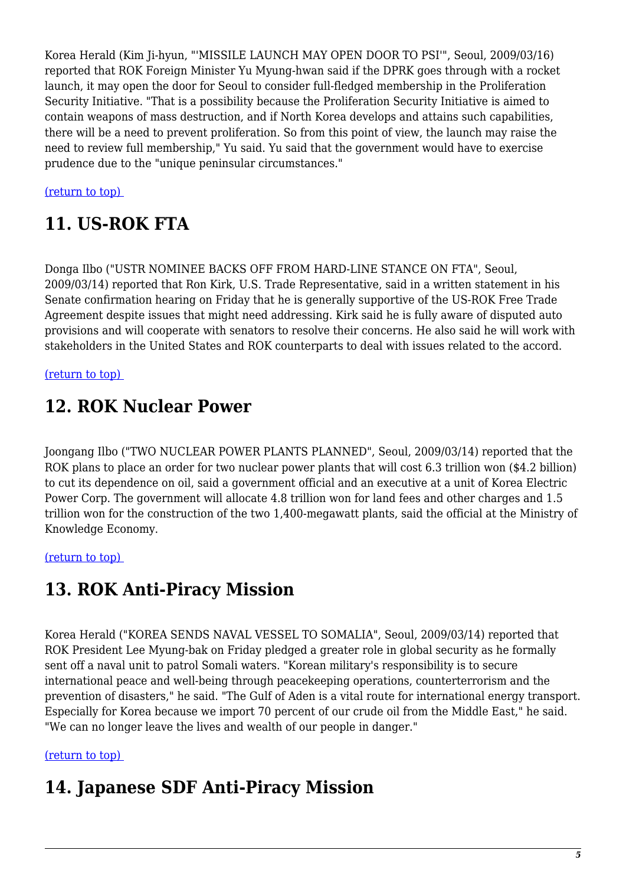Korea Herald (Kim Ji-hyun, "'MISSILE LAUNCH MAY OPEN DOOR TO PSI'", Seoul, 2009/03/16) reported that ROK Foreign Minister Yu Myung-hwan said if the DPRK goes through with a rocket launch, it may open the door for Seoul to consider full-fledged membership in the Proliferation Security Initiative. "That is a possibility because the Proliferation Security Initiative is aimed to contain weapons of mass destruction, and if North Korea develops and attains such capabilities, there will be a need to prevent proliferation. So from this point of view, the launch may raise the need to review full membership," Yu said. Yu said that the government would have to exercise prudence due to the "unique peninsular circumstances."

(return to top)

## 11. US-ROK FTA

Donga Ilbo ("USTR NOMINEE BACKS OFF FROM HARD-LINE STANCE ON FTA", Seoul, 2009/03/14) reported that Ron Kirk, U.S. Trade Representative, said in a written statement in his Senate confirmation hearing on Friday that he is generally supportive of the US-ROK Free Trade Agreement despite issues that might need addressing. Kirk said he is fully aware of disputed auto provisions and will cooperate with senators to resolve their concerns. He also said he will work with stakeholders in the United States and ROK counterparts to deal with issues related to the accord.

(return to top)

## 12. ROK Nuclear Power

Joongang Ilbo ("TWO NUCLEAR POWER PLANTS PLANNED", Seoul, 2009/03/14) reported that the ROK plans to place an order for two nuclear power plants that will cost 6.3 trillion won ($4.2 billion) to cut its dependence on oil, said a government official and an executive at a unit of Korea Electric Power Corp. The government will allocate 4.8 trillion won for land fees and other charges and 1.5 trillion won for the construction of the two 1,400-megawatt plants, said the official at the Ministry of Knowledge Economy.

(return to top)

## 13. ROK Anti-Piracy Mission

Korea Herald ("KOREA SENDS NAVAL VESSEL TO SOMALIA", Seoul, 2009/03/14) reported that ROK President Lee Myung-bak on Friday pledged a greater role in global security as he formally sent off a naval unit to patrol Somali waters. "Korean military's responsibility is to secure international peace and well-being through peacekeeping operations, counterterrorism and the prevention of disasters," he said. "The Gulf of Aden is a vital route for international energy transport. Especially for Korea because we import 70 percent of our crude oil from the Middle East," he said. "We can no longer leave the lives and wealth of our people in danger."

(return to top)

## 14. Japanese SDF Anti-Piracy Mission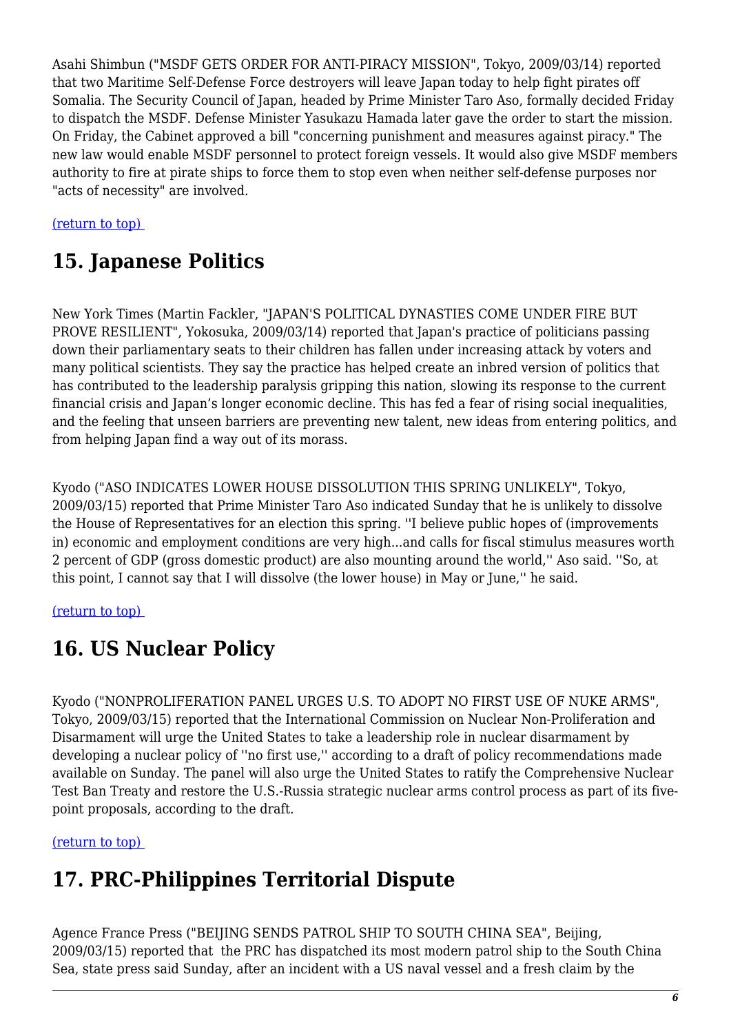Asahi Shimbun ("MSDF GETS ORDER FOR ANTI-PIRACY MISSION", Tokyo, 2009/03/14) reported that two Maritime Self-Defense Force destroyers will leave Japan today to help fight pirates off Somalia. The Security Council of Japan, headed by Prime Minister Taro Aso, formally decided Friday to dispatch the MSDF. Defense Minister Yasukazu Hamada later gave the order to start the mission. On Friday, the Cabinet approved a bill "concerning punishment and measures against piracy." The new law would enable MSDF personnel to protect foreign vessels. It would also give MSDF members authority to fire at pirate ships to force them to stop even when neither self-defense purposes nor "acts of necessity" are involved.

(return to top)

## 15. Japanese Politics

New York Times (Martin Fackler, "JAPAN'S POLITICAL DYNASTIES COME UNDER FIRE BUT PROVE RESILIENT", Yokosuka, 2009/03/14) reported that Japan's practice of politicians passing down their parliamentary seats to their children has fallen under increasing attack by voters and many political scientists. They say the practice has helped create an inbred version of politics that has contributed to the leadership paralysis gripping this nation, slowing its response to the current financial crisis and Japan's longer economic decline. This has fed a fear of rising social inequalities, and the feeling that unseen barriers are preventing new talent, new ideas from entering politics, and from helping Japan find a way out of its morass.

Kyodo ("ASO INDICATES LOWER HOUSE DISSOLUTION THIS SPRING UNLIKELY", Tokyo, 2009/03/15) reported that Prime Minister Taro Aso indicated Sunday that he is unlikely to dissolve the House of Representatives for an election this spring. ''I believe public hopes of (improvements in) economic and employment conditions are very high...and calls for fiscal stimulus measures worth 2 percent of GDP (gross domestic product) are also mounting around the world,'' Aso said. ''So, at this point, I cannot say that I will dissolve (the lower house) in May or June,'' he said.

(return to top)

## 16. US Nuclear Policy

Kyodo ("NONPROLIFERATION PANEL URGES U.S. TO ADOPT NO FIRST USE OF NUKE ARMS", Tokyo, 2009/03/15) reported that the International Commission on Nuclear Non-Proliferation and Disarmament will urge the United States to take a leadership role in nuclear disarmament by developing a nuclear policy of ''no first use,'' according to a draft of policy recommendations made available on Sunday. The panel will also urge the United States to ratify the Comprehensive Nuclear Test Ban Treaty and restore the U.S.-Russia strategic nuclear arms control process as part of its five-point proposals, according to the draft.

(return to top)

## 17. PRC-Philippines Territorial Dispute

Agence France Press ("BEIJING SENDS PATROL SHIP TO SOUTH CHINA SEA", Beijing, 2009/03/15) reported that the PRC has dispatched its most modern patrol ship to the South China Sea, state press said Sunday, after an incident with a US naval vessel and a fresh claim by the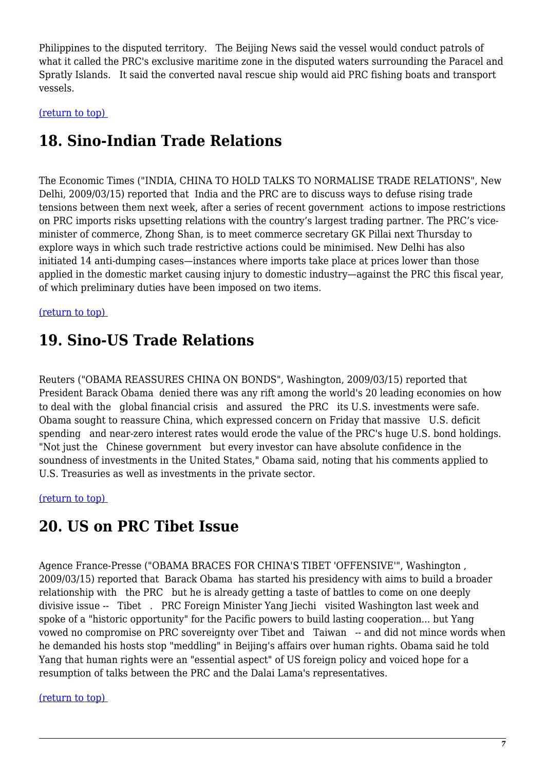Philippines to the disputed territory. The Beijing News said the vessel would conduct patrols of what it called the PRC's exclusive maritime zone in the disputed waters surrounding the Paracel and Spratly Islands. It said the converted naval rescue ship would aid PRC fishing boats and transport vessels.

(return to top)

## 18. Sino-Indian Trade Relations

The Economic Times ("INDIA, CHINA TO HOLD TALKS TO NORMALISE TRADE RELATIONS", New Delhi, 2009/03/15) reported that India and the PRC are to discuss ways to defuse rising trade tensions between them next week, after a series of recent government actions to impose restrictions on PRC imports risks upsetting relations with the country's largest trading partner. The PRC's vice-minister of commerce, Zhong Shan, is to meet commerce secretary GK Pillai next Thursday to explore ways in which such trade restrictive actions could be minimised. New Delhi has also initiated 14 anti-dumping cases—instances where imports take place at prices lower than those applied in the domestic market causing injury to domestic industry—against the PRC this fiscal year, of which preliminary duties have been imposed on two items.

(return to top)

## 19. Sino-US Trade Relations

Reuters ("OBAMA REASSURES CHINA ON BONDS", Washington, 2009/03/15) reported that President Barack Obama denied there was any rift among the world's 20 leading economies on how to deal with the global financial crisis and assured the PRC its U.S. investments were safe. Obama sought to reassure China, which expressed concern on Friday that massive U.S. deficit spending and near-zero interest rates would erode the value of the PRC's huge U.S. bond holdings. "Not just the Chinese government but every investor can have absolute confidence in the soundness of investments in the United States," Obama said, noting that his comments applied to U.S. Treasuries as well as investments in the private sector.

(return to top)

## 20. US on PRC Tibet Issue

Agence France-Presse ("OBAMA BRACES FOR CHINA'S TIBET 'OFFENSIVE'", Washington , 2009/03/15) reported that Barack Obama has started his presidency with aims to build a broader relationship with the PRC but he is already getting a taste of battles to come on one deeply divisive issue -- Tibet . PRC Foreign Minister Yang Jiechi visited Washington last week and spoke of a "historic opportunity" for the Pacific powers to build lasting cooperation... but Yang vowed no compromise on PRC sovereignty over Tibet and Taiwan -- and did not mince words when he demanded his hosts stop "meddling" in Beijing's affairs over human rights. Obama said he told Yang that human rights were an "essential aspect" of US foreign policy and voiced hope for a resumption of talks between the PRC and the Dalai Lama's representatives.

(return to top)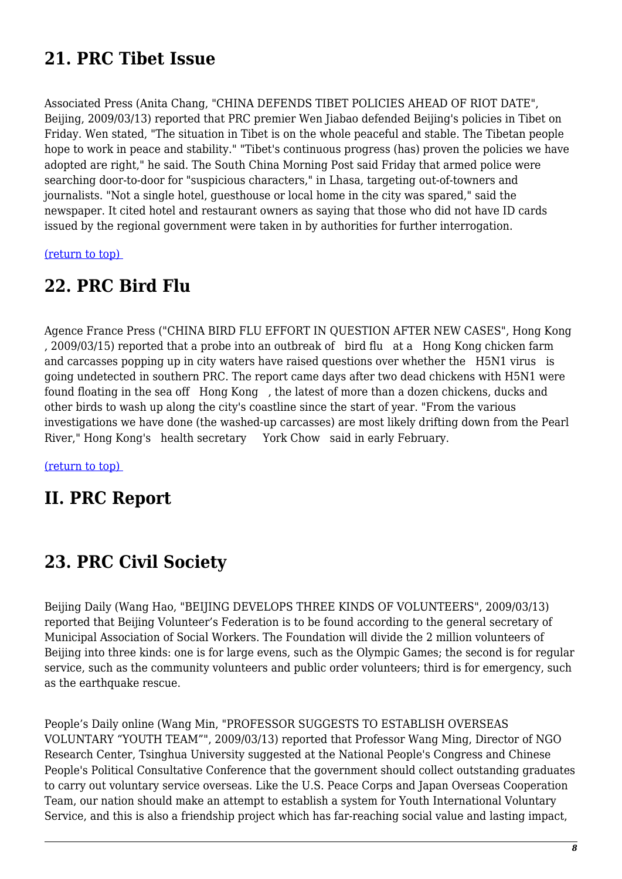## 21. PRC Tibet Issue

Associated Press (Anita Chang, "CHINA DEFENDS TIBET POLICIES AHEAD OF RIOT DATE", Beijing, 2009/03/13) reported that PRC premier Wen Jiabao defended Beijing's policies in Tibet on Friday. Wen stated, "The situation in Tibet is on the whole peaceful and stable. The Tibetan people hope to work in peace and stability." "Tibet's continuous progress (has) proven the policies we have adopted are right," he said. The South China Morning Post said Friday that armed police were searching door-to-door for "suspicious characters," in Lhasa, targeting out-of-towners and journalists. "Not a single hotel, guesthouse or local home in the city was spared," said the newspaper. It cited hotel and restaurant owners as saying that those who did not have ID cards issued by the regional government were taken in by authorities for further interrogation.

(return to top)

## 22. PRC Bird Flu

Agence France Press ("CHINA BIRD FLU EFFORT IN QUESTION AFTER NEW CASES", Hong Kong , 2009/03/15) reported that a probe into an outbreak of bird flu at a Hong Kong chicken farm and carcasses popping up in city waters have raised questions over whether the H5N1 virus is going undetected in southern PRC. The report came days after two dead chickens with H5N1 were found floating in the sea off Hong Kong , the latest of more than a dozen chickens, ducks and other birds to wash up along the city's coastline since the start of year. "From the various investigations we have done (the washed-up carcasses) are most likely drifting down from the Pearl River," Hong Kong's health secretary York Chow said in early February.

(return to top)

## II. PRC Report

## 23. PRC Civil Society

Beijing Daily (Wang Hao, "BEIJING DEVELOPS THREE KINDS OF VOLUNTEERS", 2009/03/13) reported that Beijing Volunteer’s Federation is to be found according to the general secretary of Municipal Association of Social Workers. The Foundation will divide the 2 million volunteers of Beijing into three kinds: one is for large evens, such as the Olympic Games; the second is for regular service, such as the community volunteers and public order volunteers; third is for emergency, such as the earthquake rescue.

People’s Daily online (Wang Min, "PROFESSOR SUGGESTS TO ESTABLISH OVERSEAS VOLUNTARY “YOUTH TEAM”", 2009/03/13) reported that Professor Wang Ming, Director of NGO Research Center, Tsinghua University suggested at the National People's Congress and Chinese People's Political Consultative Conference that the government should collect outstanding graduates to carry out voluntary service overseas. Like the U.S. Peace Corps and Japan Overseas Cooperation Team, our nation should make an attempt to establish a system for Youth International Voluntary Service, and this is also a friendship project which has far-reaching social value and lasting impact,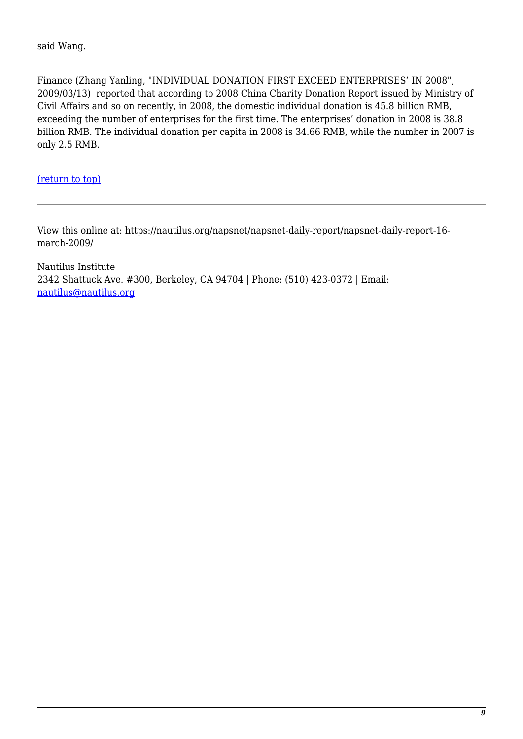said Wang.

Finance (Zhang Yanling, "INDIVIDUAL DONATION FIRST EXCEED ENTERPRISES' IN 2008", 2009/03/13) reported that according to 2008 China Charity Donation Report issued by Ministry of Civil Affairs and so on recently, in 2008, the domestic individual donation is 45.8 billion RMB, exceeding the number of enterprises for the first time. The enterprises' donation in 2008 is 38.8 billion RMB. The individual donation per capita in 2008 is 34.66 RMB, while the number in 2007 is only 2.5 RMB.

(return to top)

---

View this online at: https://nautilus.org/napsnet/napsnet-daily-report/napsnet-daily-report-16-march-2009/

Nautilus Institute
2342 Shattuck Ave. #300, Berkeley, CA 94704 | Phone: (510) 423-0372 | Email: nautilus@nautilus.org